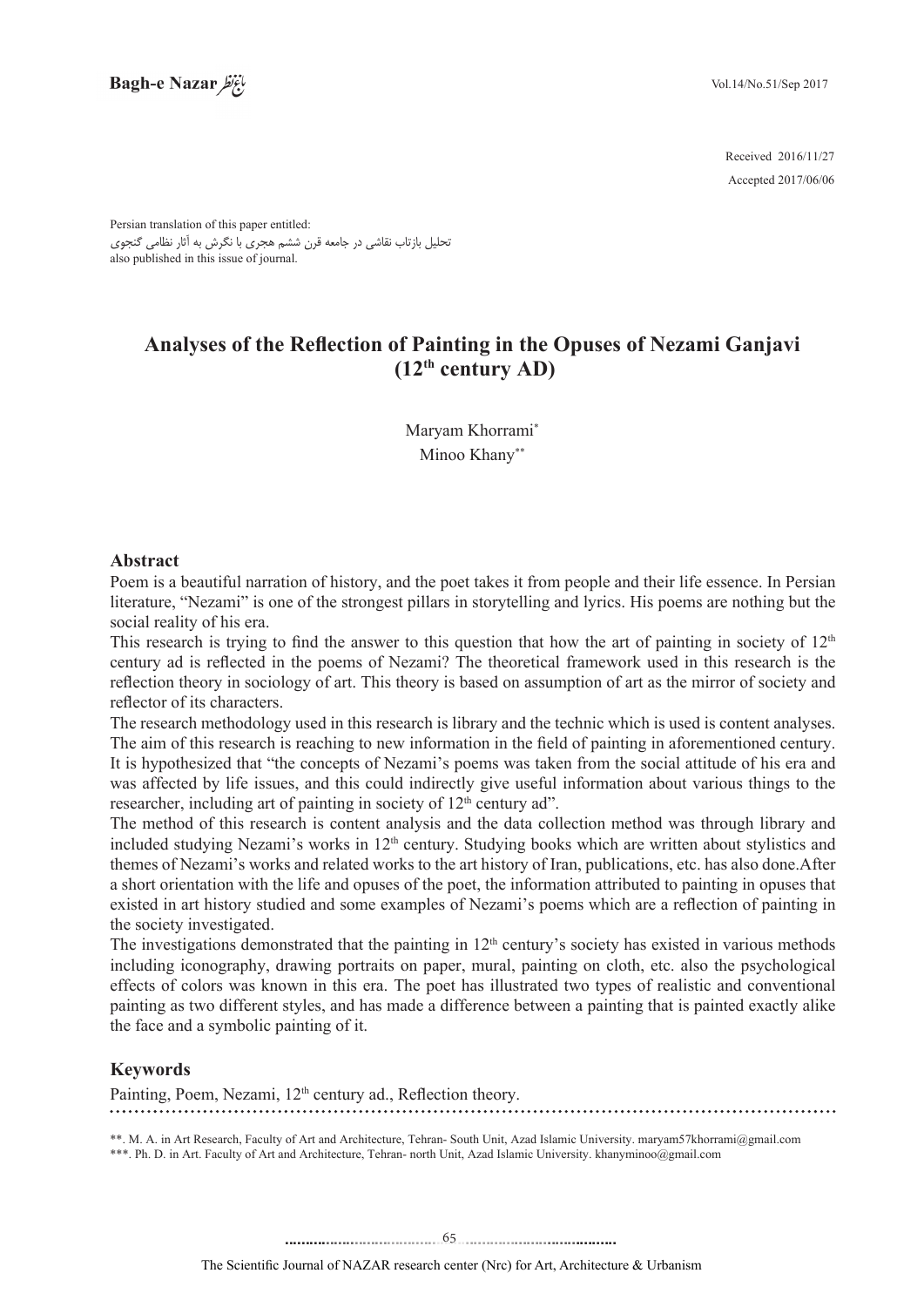Received 2016/11/27

Accepted 2017/06/06

Persian translation of this paper entitled:
تحلیل بازتاب نقاشی در جامعه قرن ششم هجری با نگرش به آثار نظامی گنجوی
also published in this issue of journal.

# Analyses of the Reflection of Painting in the Opuses of Nezami Ganjavi (12th century AD)

Maryam Khorrami[*]
Minoo Khany[**]

## Abstract

Poem is a beautiful narration of history, and the poet takes it from people and their life essence. In Persian literature, "Nezami" is one of the strongest pillars in storytelling and lyrics. His poems are nothing but the social reality of his era.

This research is trying to find the answer to this question that how the art of painting in society of 12th century ad is reflected in the poems of Nezami? The theoretical framework used in this research is the reflection theory in sociology of art. This theory is based on assumption of art as the mirror of society and reflector of its characters.

The research methodology used in this research is library and the technic which is used is content analyses. The aim of this research is reaching to new information in the field of painting in aforementioned century. It is hypothesized that "the concepts of Nezami's poems was taken from the social attitude of his era and was affected by life issues, and this could indirectly give useful information about various things to the researcher, including art of painting in society of 12th century ad".

The method of this research is content analysis and the data collection method was through library and included studying Nezami's works in 12th century. Studying books which are written about stylistics and themes of Nezami's works and related works to the art history of Iran, publications, etc. has also done.After a short orientation with the life and opuses of the poet, the information attributed to painting in opuses that existed in art history studied and some examples of Nezami's poems which are a reflection of painting in the society investigated.

The investigations demonstrated that the painting in 12th century's society has existed in various methods including iconography, drawing portraits on paper, mural, painting on cloth, etc. also the psychological effects of colors was known in this era. The poet has illustrated two types of realistic and conventional painting as two different styles, and has made a difference between a painting that is painted exactly alike the face and a symbolic painting of it.

## Keywords

Painting, Poem, Nezami, 12th century ad., Reflection theory.

**. M. A. in Art Research, Faculty of Art and Architecture, Tehran- South Unit, Azad Islamic University. maryam57khorrami@gmail.com

***. Ph. D. in Art. Faculty of Art and Architecture, Tehran- north Unit, Azad Islamic University. khanyminoo@gmail.com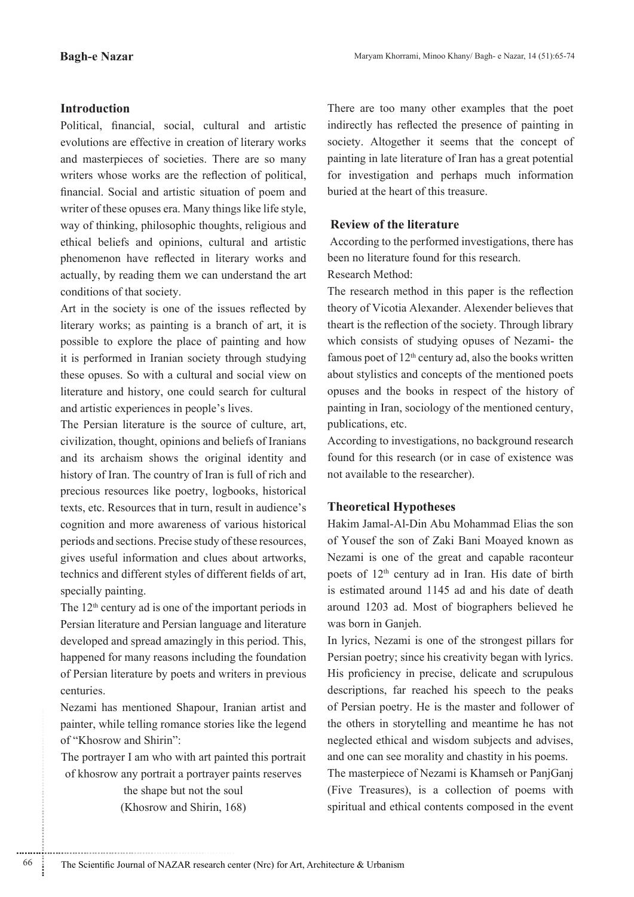## Introduction

Political, financial, social, cultural and artistic evolutions are effective in creation of literary works and masterpieces of societies. There are so many writers whose works are the reflection of political, financial. Social and artistic situation of poem and writer of these opuses era. Many things like life style, way of thinking, philosophic thoughts, religious and ethical beliefs and opinions, cultural and artistic phenomenon have reflected in literary works and actually, by reading them we can understand the art conditions of that society.

Art in the society is one of the issues reflected by literary works; as painting is a branch of art, it is possible to explore the place of painting and how it is performed in Iranian society through studying these opuses. So with a cultural and social view on literature and history, one could search for cultural and artistic experiences in people's lives.

The Persian literature is the source of culture, art, civilization, thought, opinions and beliefs of Iranians and its archaism shows the original identity and history of Iran. The country of Iran is full of rich and precious resources like poetry, logbooks, historical texts, etc. Resources that in turn, result in audience's cognition and more awareness of various historical periods and sections. Precise study of these resources, gives useful information and clues about artworks, technics and different styles of different fields of art, specially painting.

The 12th century ad is one of the important periods in Persian literature and Persian language and literature developed and spread amazingly in this period. This, happened for many reasons including the foundation of Persian literature by poets and writers in previous centuries.

Nezami has mentioned Shapour, Iranian artist and painter, while telling romance stories like the legend of "Khosrow and Shirin":

The portrayer I am who with art painted this portrait of khosrow any portrait a portrayer paints reserves the shape but not the soul
(Khosrow and Shirin, 168)

There are too many other examples that the poet indirectly has reflected the presence of painting in society. Altogether it seems that the concept of painting in late literature of Iran has a great potential for investigation and perhaps much information buried at the heart of this treasure.

## Review of the literature

According to the performed investigations, there has been no literature found for this research.

Research Method:

The research method in this paper is the reflection theory of Vicotia Alexander. Alexender believes that theart is the reflection of the society. Through library which consists of studying opuses of Nezami- the famous poet of 12th century ad, also the books written about stylistics and concepts of the mentioned poets opuses and the books in respect of the history of painting in Iran, sociology of the mentioned century, publications, etc.

According to investigations, no background research found for this research (or in case of existence was not available to the researcher).

## Theoretical Hypotheses

Hakim Jamal-Al-Din Abu Mohammad Elias the son of Yousef the son of Zaki Bani Moayed known as Nezami is one of the great and capable raconteur poets of 12th century ad in Iran. His date of birth is estimated around 1145 ad and his date of death around 1203 ad. Most of biographers believed he was born in Ganjeh.

In lyrics, Nezami is one of the strongest pillars for Persian poetry; since his creativity began with lyrics. His proficiency in precise, delicate and scrupulous descriptions, far reached his speech to the peaks of Persian poetry. He is the master and follower of the others in storytelling and meantime he has not neglected ethical and wisdom subjects and advises, and one can see morality and chastity in his poems.

The masterpiece of Nezami is Khamseh or PanjGanj (Five Treasures), is a collection of poems with spiritual and ethical contents composed in the event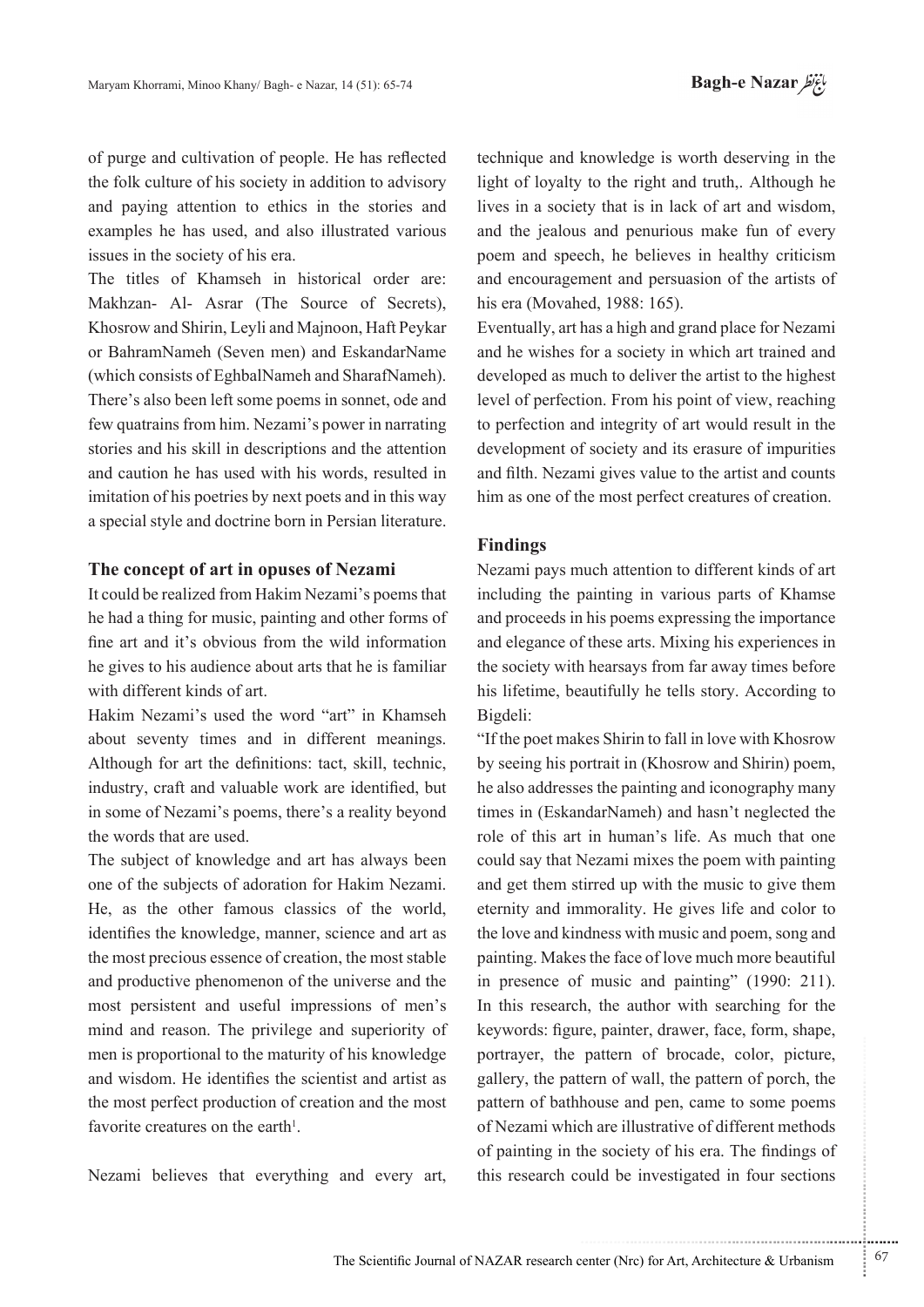of purge and cultivation of people. He has reflected the folk culture of his society in addition to advisory and paying attention to ethics in the stories and examples he has used, and also illustrated various issues in the society of his era.

The titles of Khamseh in historical order are: Makhzan- Al- Asrar (The Source of Secrets), Khosrow and Shirin, Leyli and Majnoon, Haft Peykar or BahramNameh (Seven men) and EskandarName (which consists of EghbalNameh and SharafNameh). There's also been left some poems in sonnet, ode and few quatrains from him. Nezami's power in narrating stories and his skill in descriptions and the attention and caution he has used with his words, resulted in imitation of his poetries by next poets and in this way a special style and doctrine born in Persian literature.

### The concept of art in opuses of Nezami

It could be realized from Hakim Nezami's poems that he had a thing for music, painting and other forms of fine art and it's obvious from the wild information he gives to his audience about arts that he is familiar with different kinds of art.

Hakim Nezami's used the word "art" in Khamseh about seventy times and in different meanings. Although for art the definitions: tact, skill, technic, industry, craft and valuable work are identified, but in some of Nezami's poems, there's a reality beyond the words that are used.

The subject of knowledge and art has always been one of the subjects of adoration for Hakim Nezami. He, as the other famous classics of the world, identifies the knowledge, manner, science and art as the most precious essence of creation, the most stable and productive phenomenon of the universe and the most persistent and useful impressions of men's mind and reason. The privilege and superiority of men is proportional to the maturity of his knowledge and wisdom. He identifies the scientist and artist as the most perfect production of creation and the most favorite creatures on the earth[1].

Nezami believes that everything and every art, technique and knowledge is worth deserving in the light of loyalty to the right and truth,. Although he lives in a society that is in lack of art and wisdom, and the jealous and penurious make fun of every poem and speech, he believes in healthy criticism and encouragement and persuasion of the artists of his era (Movahed, 1988: 165).

Eventually, art has a high and grand place for Nezami and he wishes for a society in which art trained and developed as much to deliver the artist to the highest level of perfection. From his point of view, reaching to perfection and integrity of art would result in the development of society and its erasure of impurities and filth. Nezami gives value to the artist and counts him as one of the most perfect creatures of creation.

### Findings

Nezami pays much attention to different kinds of art including the painting in various parts of Khamse and proceeds in his poems expressing the importance and elegance of these arts. Mixing his experiences in the society with hearsays from far away times before his lifetime, beautifully he tells story. According to Bigdeli:

"If the poet makes Shirin to fall in love with Khosrow by seeing his portrait in (Khosrow and Shirin) poem, he also addresses the painting and iconography many times in (EskandarNameh) and hasn't neglected the role of this art in human's life. As much that one could say that Nezami mixes the poem with painting and get them stirred up with the music to give them eternity and immorality. He gives life and color to the love and kindness with music and poem, song and painting. Makes the face of love much more beautiful in presence of music and painting" (1990: 211). In this research, the author with searching for the keywords: figure, painter, drawer, face, form, shape, portrayer, the pattern of brocade, color, picture, gallery, the pattern of wall, the pattern of porch, the pattern of bathhouse and pen, came to some poems of Nezami which are illustrative of different methods of painting in the society of his era. The findings of this research could be investigated in four sections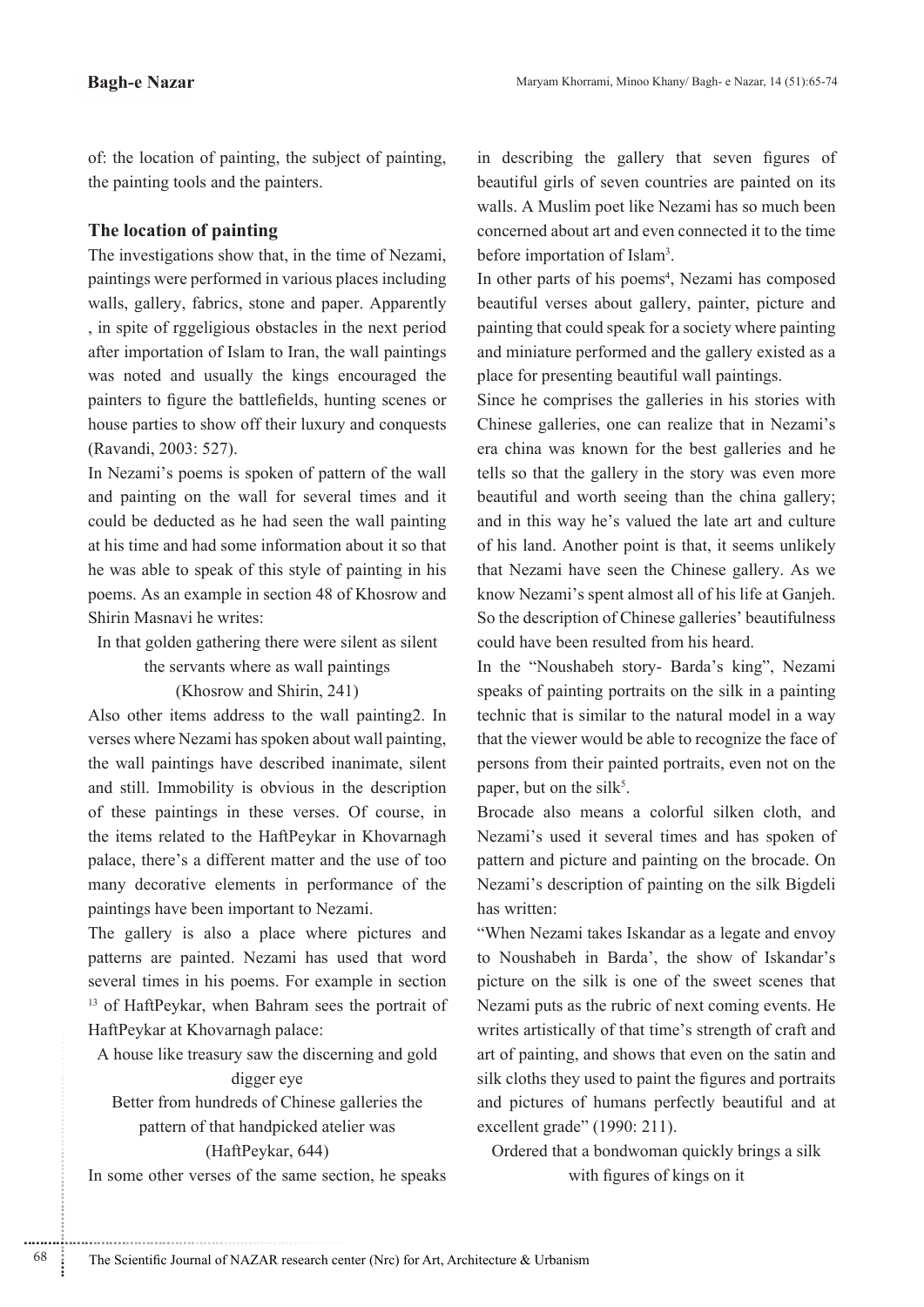of: the location of painting, the subject of painting, the painting tools and the painters.

### The location of painting

The investigations show that, in the time of Nezami, paintings were performed in various places including walls, gallery, fabrics, stone and paper. Apparently , in spite of rggeligious obstacles in the next period after importation of Islam to Iran, the wall paintings was noted and usually the kings encouraged the painters to figure the battlefields, hunting scenes or house parties to show off their luxury and conquests (Ravandi, 2003: 527).

In Nezami's poems is spoken of pattern of the wall and painting on the wall for several times and it could be deducted as he had seen the wall painting at his time and had some information about it so that he was able to speak of this style of painting in his poems. As an example in section 48 of Khosrow and Shirin Masnavi he writes:

In that golden gathering there were silent as silent
the servants where as wall paintings
(Khosrow and Shirin, 241)

Also other items address to the wall painting2. In verses where Nezami has spoken about wall painting, the wall paintings have described inanimate, silent and still. Immobility is obvious in the description of these paintings in these verses. Of course, in the items related to the HaftPeykar in Khovarnagh palace, there's a different matter and the use of too many decorative elements in performance of the paintings have been important to Nezami.

The gallery is also a place where pictures and patterns are painted. Nezami has used that word several times in his poems. For example in section [13] of HaftPeykar, when Bahram sees the portrait of HaftPeykar at Khovarnagh palace:

A house like treasury saw the discerning and gold
digger eye
Better from hundreds of Chinese galleries the
pattern of that handpicked atelier was
(HaftPeykar, 644)

In some other verses of the same section, he speaks in describing the gallery that seven figures of beautiful girls of seven countries are painted on its walls. A Muslim poet like Nezami has so much been concerned about art and even connected it to the time before importation of Islam[3].

In other parts of his poems[4], Nezami has composed beautiful verses about gallery, painter, picture and painting that could speak for a society where painting and miniature performed and the gallery existed as a place for presenting beautiful wall paintings.

Since he comprises the galleries in his stories with Chinese galleries, one can realize that in Nezami's era china was known for the best galleries and he tells so that the gallery in the story was even more beautiful and worth seeing than the china gallery; and in this way he's valued the late art and culture of his land. Another point is that, it seems unlikely that Nezami have seen the Chinese gallery. As we know Nezami's spent almost all of his life at Ganjeh. So the description of Chinese galleries' beautifulness could have been resulted from his heard.

In the "Noushabeh story- Barda's king", Nezami speaks of painting portraits on the silk in a painting technic that is similar to the natural model in a way that the viewer would be able to recognize the face of persons from their painted portraits, even not on the paper, but on the silk[5].

Brocade also means a colorful silken cloth, and Nezami's used it several times and has spoken of pattern and picture and painting on the brocade. On Nezami's description of painting on the silk Bigdeli has written:

"When Nezami takes Iskandar as a legate and envoy to Noushabeh in Barda', the show of Iskandar's picture on the silk is one of the sweet scenes that Nezami puts as the rubric of next coming events. He writes artistically of that time's strength of craft and art of painting, and shows that even on the satin and silk cloths they used to paint the figures and portraits and pictures of humans perfectly beautiful and at excellent grade" (1990: 211).

Ordered that a bondwoman quickly brings a silk
with figures of kings on it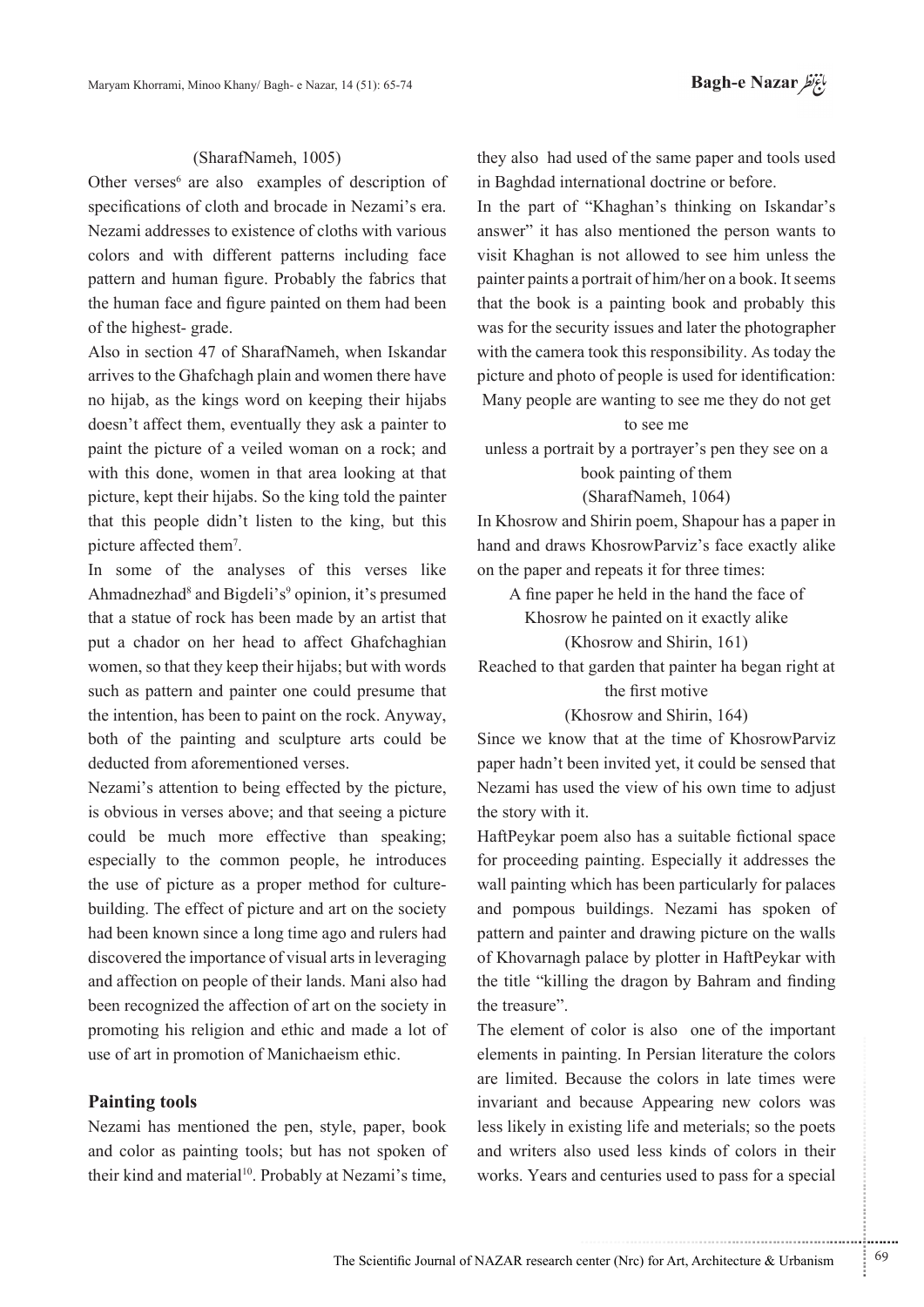(SharafNameh, 1005)

Other verses[6] are also examples of description of specifications of cloth and brocade in Nezami's era. Nezami addresses to existence of cloths with various colors and with different patterns including face pattern and human figure. Probably the fabrics that the human face and figure painted on them had been of the highest- grade.

Also in section 47 of SharafNameh, when Iskandar arrives to the Ghafchagh plain and women there have no hijab, as the kings word on keeping their hijabs doesn't affect them, eventually they ask a painter to paint the picture of a veiled woman on a rock; and with this done, women in that area looking at that picture, kept their hijabs. So the king told the painter that this people didn't listen to the king, but this picture affected them[7].

In some of the analyses of this verses like Ahmadnezhad[8] and Bigdeli's[9] opinion, it's presumed that a statue of rock has been made by an artist that put a chador on her head to affect Ghafchaghian women, so that they keep their hijabs; but with words such as pattern and painter one could presume that the intention, has been to paint on the rock. Anyway, both of the painting and sculpture arts could be deducted from aforementioned verses.

Nezami's attention to being effected by the picture, is obvious in verses above; and that seeing a picture could be much more effective than speaking; especially to the common people, he introduces the use of picture as a proper method for culture-building. The effect of picture and art on the society had been known since a long time ago and rulers had discovered the importance of visual arts in leveraging and affection on people of their lands. Mani also had been recognized the affection of art on the society in promoting his religion and ethic and made a lot of use of art in promotion of Manichaeism ethic.

## Painting tools

Nezami has mentioned the pen, style, paper, book and color as painting tools; but has not spoken of their kind and material[10]. Probably at Nezami's time, they also had used of the same paper and tools used in Baghdad international doctrine or before.

In the part of "Khaghan's thinking on Iskandar's answer" it has also mentioned the person wants to visit Khaghan is not allowed to see him unless the painter paints a portrait of him/her on a book. It seems that the book is a painting book and probably this was for the security issues and later the photographer with the camera took this responsibility. As today the picture and photo of people is used for identification:

Many people are wanting to see me they do not get to see me

unless a portrait by a portrayer's pen they see on a book painting of them

(SharafNameh, 1064)

In Khosrow and Shirin poem, Shapour has a paper in hand and draws KhosrowParviz's face exactly alike on the paper and repeats it for three times:

A fine paper he held in the hand the face of Khosrow he painted on it exactly alike

(Khosrow and Shirin, 161)

Reached to that garden that painter ha began right at the first motive

(Khosrow and Shirin, 164)

Since we know that at the time of KhosrowParviz paper hadn't been invited yet, it could be sensed that Nezami has used the view of his own time to adjust the story with it.

HaftPeykar poem also has a suitable fictional space for proceeding painting. Especially it addresses the wall painting which has been particularly for palaces and pompous buildings. Nezami has spoken of pattern and painter and drawing picture on the walls of Khovarnagh palace by plotter in HaftPeykar with the title "killing the dragon by Bahram and finding the treasure".

The element of color is also one of the important elements in painting. In Persian literature the colors are limited. Because the colors in late times were invariant and because Appearing new colors was less likely in existing life and meterials; so the poets and writers also used less kinds of colors in their works. Years and centuries used to pass for a special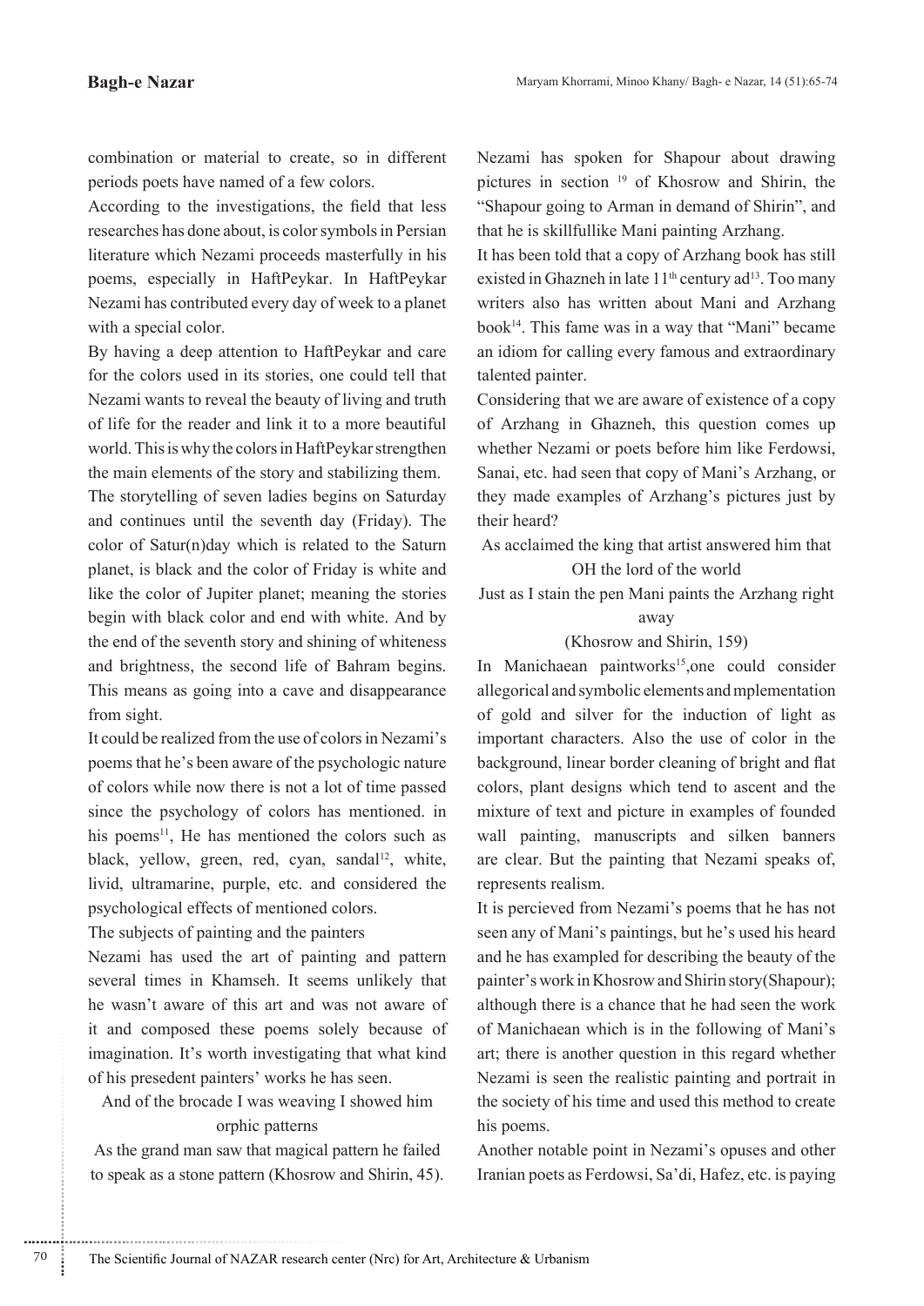combination or material to create, so in different periods poets have named of a few colors.

According to the investigations, the field that less researches has done about, is color symbols in Persian literature which Nezami proceeds masterfully in his poems, especially in HaftPeykar. In HaftPeykar Nezami has contributed every day of week to a planet with a special color.

By having a deep attention to HaftPeykar and care for the colors used in its stories, one could tell that Nezami wants to reveal the beauty of living and truth of life for the reader and link it to a more beautiful world. This is why the colors in HaftPeykar strengthen the main elements of the story and stabilizing them.

The storytelling of seven ladies begins on Saturday and continues until the seventh day (Friday). The color of Satur(n)day which is related to the Saturn planet, is black and the color of Friday is white and like the color of Jupiter planet; meaning the stories begin with black color and end with white. And by the end of the seventh story and shining of whiteness and brightness, the second life of Bahram begins. This means as going into a cave and disappearance from sight.

It could be realized from the use of colors in Nezami's poems that he's been aware of the psychologic nature of colors while now there is not a lot of time passed since the psychology of colors has mentioned. in his poems[11], He has mentioned the colors such as black, yellow, green, red, cyan, sandal[12], white, livid, ultramarine, purple, etc. and considered the psychological effects of mentioned colors.

The subjects of painting and the painters

Nezami has used the art of painting and pattern several times in Khamseh. It seems unlikely that he wasn't aware of this art and was not aware of it and composed these poems solely because of imagination. It's worth investigating that what kind of his presedent painters' works he has seen.

And of the brocade I was weaving I showed him orphic patterns
As the grand man saw that magical pattern he failed to speak as a stone pattern (Khosrow and Shirin, 45).

Nezami has spoken for Shapour about drawing pictures in section [19] of Khosrow and Shirin, the "Shapour going to Arman in demand of Shirin", and that he is skillfullike Mani painting Arzhang.

It has been told that a copy of Arzhang book has still existed in Ghazneh in late 11th century ad[13]. Too many writers also has written about Mani and Arzhang book[14]. This fame was in a way that "Mani" became an idiom for calling every famous and extraordinary talented painter.

Considering that we are aware of existence of a copy of Arzhang in Ghazneh, this question comes up whether Nezami or poets before him like Ferdowsi, Sanai, etc. had seen that copy of Mani's Arzhang, or they made examples of Arzhang's pictures just by their heard?

As acclaimed the king that artist answered him that OH the lord of the world
Just as I stain the pen Mani paints the Arzhang right away
(Khosrow and Shirin, 159)

In Manichaean paintworks[15],one could consider allegorical and symbolic elements and mplementation of gold and silver for the induction of light as important characters. Also the use of color in the background, linear border cleaning of bright and flat colors, plant designs which tend to ascent and the mixture of text and picture in examples of founded wall painting, manuscripts and silken banners are clear. But the painting that Nezami speaks of, represents realism.

It is percieved from Nezami's poems that he has not seen any of Mani's paintings, but he's used his heard and he has exampled for describing the beauty of the painter's work in Khosrow and Shirin story(Shapour); although there is a chance that he had seen the work of Manichaean which is in the following of Mani's art; there is another question in this regard whether Nezami is seen the realistic painting and portrait in the society of his time and used this method to create his poems.

Another notable point in Nezami's opuses and other Iranian poets as Ferdowsi, Sa'di, Hafez, etc. is paying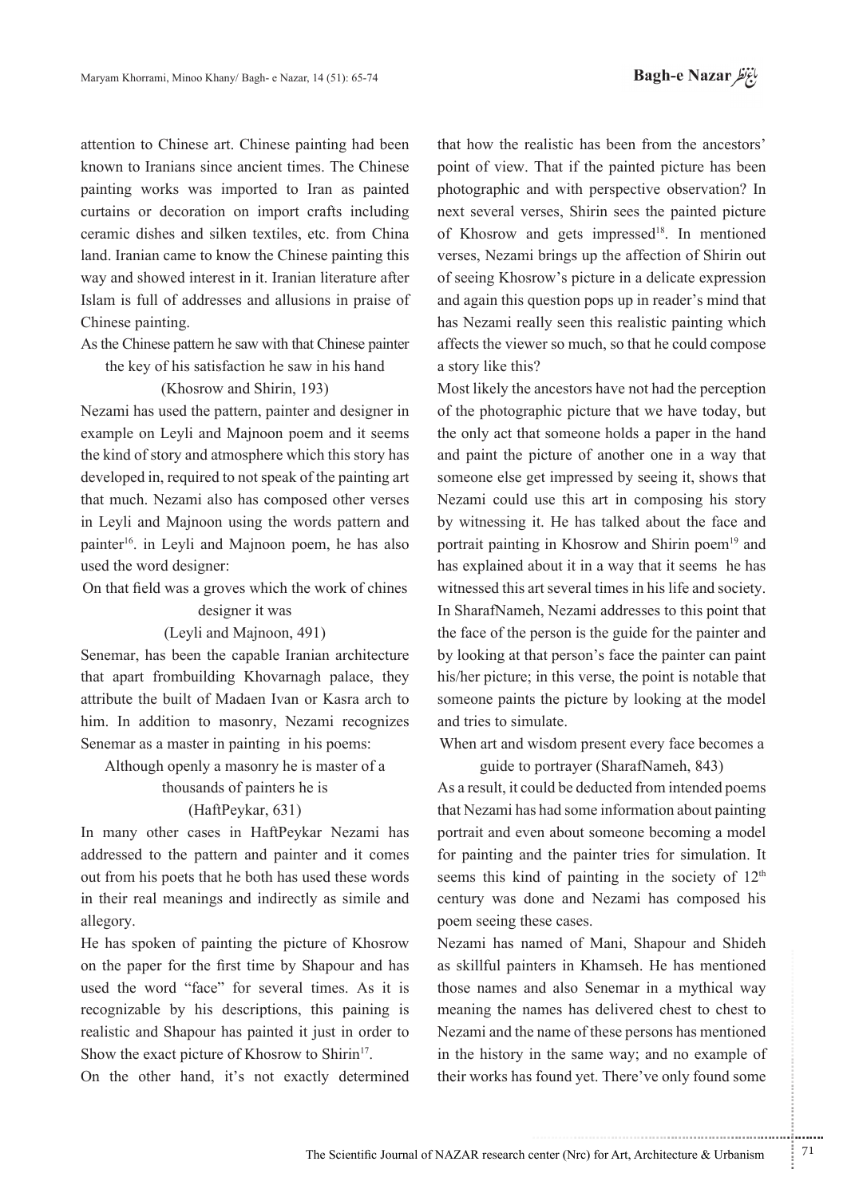attention to Chinese art. Chinese painting had been known to Iranians since ancient times. The Chinese painting works was imported to Iran as painted curtains or decoration on import crafts including ceramic dishes and silken textiles, etc. from China land. Iranian came to know the Chinese painting this way and showed interest in it. Iranian literature after Islam is full of addresses and allusions in praise of Chinese painting.

As the Chinese pattern he saw with that Chinese painter
the key of his satisfaction he saw in his hand
(Khosrow and Shirin, 193)

Nezami has used the pattern, painter and designer in example on Leyli and Majnoon poem and it seems the kind of story and atmosphere which this story has developed in, required to not speak of the painting art that much. Nezami also has composed other verses in Leyli and Majnoon using the words pattern and painter[16]. in Leyli and Majnoon poem, he has also used the word designer:

On that field was a groves which the work of chines
designer it was
(Leyli and Majnoon, 491)

Senemar, has been the capable Iranian architecture that apart frombuilding Khovarnagh palace, they attribute the built of Madaen Ivan or Kasra arch to him. In addition to masonry, Nezami recognizes Senemar as a master in painting in his poems:

Although openly a masonry he is master of a
thousands of painters he is
(HaftPeykar, 631)

In many other cases in HaftPeykar Nezami has addressed to the pattern and painter and it comes out from his poets that he both has used these words in their real meanings and indirectly as simile and allegory.

He has spoken of painting the picture of Khosrow on the paper for the first time by Shapour and has used the word "face" for several times. As it is recognizable by his descriptions, this paining is realistic and Shapour has painted it just in order to Show the exact picture of Khosrow to Shirin[17].

On the other hand, it's not exactly determined that how the realistic has been from the ancestors' point of view. That if the painted picture has been photographic and with perspective observation? In next several verses, Shirin sees the painted picture of Khosrow and gets impressed[18]. In mentioned verses, Nezami brings up the affection of Shirin out of seeing Khosrow's picture in a delicate expression and again this question pops up in reader's mind that has Nezami really seen this realistic painting which affects the viewer so much, so that he could compose a story like this?

Most likely the ancestors have not had the perception of the photographic picture that we have today, but the only act that someone holds a paper in the hand and paint the picture of another one in a way that someone else get impressed by seeing it, shows that Nezami could use this art in composing his story by witnessing it. He has talked about the face and portrait painting in Khosrow and Shirin poem[19] and has explained about it in a way that it seems he has witnessed this art several times in his life and society. In SharafNameh, Nezami addresses to this point that the face of the person is the guide for the painter and by looking at that person's face the painter can paint his/her picture; in this verse, the point is notable that someone paints the picture by looking at the model and tries to simulate.

When art and wisdom present every face becomes a
guide to portrayer (SharafNameh, 843)

As a result, it could be deducted from intended poems that Nezami has had some information about painting portrait and even about someone becoming a model for painting and the painter tries for simulation. It seems this kind of painting in the society of 12th century was done and Nezami has composed his poem seeing these cases.

Nezami has named of Mani, Shapour and Shideh as skillful painters in Khamseh. He has mentioned those names and also Senemar in a mythical way meaning the names has delivered chest to chest to Nezami and the name of these persons has mentioned in the history in the same way; and no example of their works has found yet. There've only found some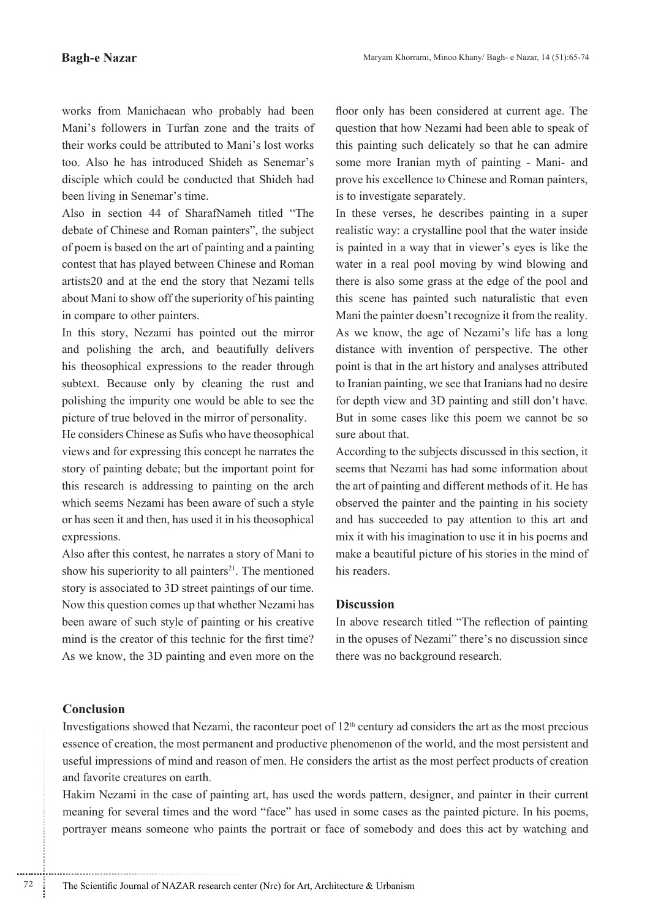works from Manichaean who probably had been Mani's followers in Turfan zone and the traits of their works could be attributed to Mani's lost works too. Also he has introduced Shideh as Senemar's disciple which could be conducted that Shideh had been living in Senemar's time.

Also in section 44 of SharafNameh titled "The debate of Chinese and Roman painters", the subject of poem is based on the art of painting and a painting contest that has played between Chinese and Roman artists20 and at the end the story that Nezami tells about Mani to show off the superiority of his painting in compare to other painters.

In this story, Nezami has pointed out the mirror and polishing the arch, and beautifully delivers his theosophical expressions to the reader through subtext. Because only by cleaning the rust and polishing the impurity one would be able to see the picture of true beloved in the mirror of personality.

He considers Chinese as Sufis who have theosophical views and for expressing this concept he narrates the story of painting debate; but the important point for this research is addressing to painting on the arch which seems Nezami has been aware of such a style or has seen it and then, has used it in his theosophical expressions.

Also after this contest, he narrates a story of Mani to show his superiority to all painters[21]. The mentioned story is associated to 3D street paintings of our time. Now this question comes up that whether Nezami has been aware of such style of painting or his creative mind is the creator of this technic for the first time? As we know, the 3D painting and even more on the floor only has been considered at current age. The question that how Nezami had been able to speak of this painting such delicately so that he can admire some more Iranian myth of painting - Mani- and prove his excellence to Chinese and Roman painters, is to investigate separately.

In these verses, he describes painting in a super realistic way: a crystalline pool that the water inside is painted in a way that in viewer's eyes is like the water in a real pool moving by wind blowing and there is also some grass at the edge of the pool and this scene has painted such naturalistic that even Mani the painter doesn't recognize it from the reality. As we know, the age of Nezami's life has a long distance with invention of perspective. The other point is that in the art history and analyses attributed to Iranian painting, we see that Iranians had no desire for depth view and 3D painting and still don't have. But in some cases like this poem we cannot be so sure about that.

According to the subjects discussed in this section, it seems that Nezami has had some information about the art of painting and different methods of it. He has observed the painter and the painting in his society and has succeeded to pay attention to this art and mix it with his imagination to use it in his poems and make a beautiful picture of his stories in the mind of his readers.

## Discussion

In above research titled "The reflection of painting in the opuses of Nezami" there's no discussion since there was no background research.

## Conclusion

Investigations showed that Nezami, the raconteur poet of 12th century ad considers the art as the most precious essence of creation, the most permanent and productive phenomenon of the world, and the most persistent and useful impressions of mind and reason of men. He considers the artist as the most perfect products of creation and favorite creatures on earth.

Hakim Nezami in the case of painting art, has used the words pattern, designer, and painter in their current meaning for several times and the word "face" has used in some cases as the painted picture. In his poems, portrayer means someone who paints the portrait or face of somebody and does this act by watching and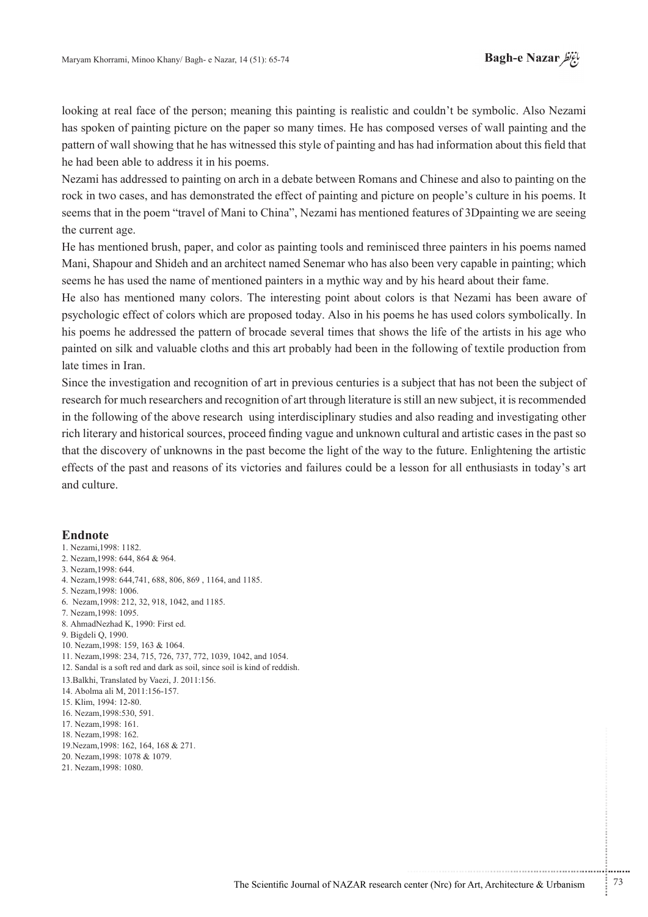looking at real face of the person; meaning this painting is realistic and couldn't be symbolic. Also Nezami has spoken of painting picture on the paper so many times. He has composed verses of wall painting and the pattern of wall showing that he has witnessed this style of painting and has had information about this field that he had been able to address it in his poems.

Nezami has addressed to painting on arch in a debate between Romans and Chinese and also to painting on the rock in two cases, and has demonstrated the effect of painting and picture on people's culture in his poems. It seems that in the poem "travel of Mani to China", Nezami has mentioned features of 3Dpainting we are seeing the current age.

He has mentioned brush, paper, and color as painting tools and reminisced three painters in his poems named Mani, Shapour and Shideh and an architect named Senemar who has also been very capable in painting; which seems he has used the name of mentioned painters in a mythic way and by his heard about their fame.

He also has mentioned many colors. The interesting point about colors is that Nezami has been aware of psychologic effect of colors which are proposed today. Also in his poems he has used colors symbolically. In his poems he addressed the pattern of brocade several times that shows the life of the artists in his age who painted on silk and valuable cloths and this art probably had been in the following of textile production from late times in Iran.

Since the investigation and recognition of art in previous centuries is a subject that has not been the subject of research for much researchers and recognition of art through literature is still an new subject, it is recommended in the following of the above research using interdisciplinary studies and also reading and investigating other rich literary and historical sources, proceed finding vague and unknown cultural and artistic cases in the past so that the discovery of unknowns in the past become the light of the way to the future. Enlightening the artistic effects of the past and reasons of its victories and failures could be a lesson for all enthusiasts in today's art and culture.

## Endnote

1. Nezami,1998: 1182.
2. Nezam,1998: 644, 864 & 964.
3. Nezam,1998: 644.
4. Nezam,1998: 644,741, 688, 806, 869 , 1164, and 1185.
5. Nezam,1998: 1006.
6. Nezam,1998: 212, 32, 918, 1042, and 1185.
7. Nezam,1998: 1095.
8. AhmadNezhad K, 1990: First ed.
9. Bigdeli Q, 1990.
10. Nezam,1998: 159, 163 & 1064.
11. Nezam,1998: 234, 715, 726, 737, 772, 1039, 1042, and 1054.
12. Sandal is a soft red and dark as soil, since soil is kind of reddish.
13. Balkhi, Translated by Vaezi, J. 2011:156.
14. Abolma ali M, 2011:156-157.
15. Klim, 1994: 12-80.
16. Nezam,1998:530, 591.
17. Nezam,1998: 161.
18. Nezam,1998: 162.
19. Nezam,1998: 162, 164, 168 & 271.
20. Nezam,1998: 1078 & 1079.
21. Nezam,1998: 1080.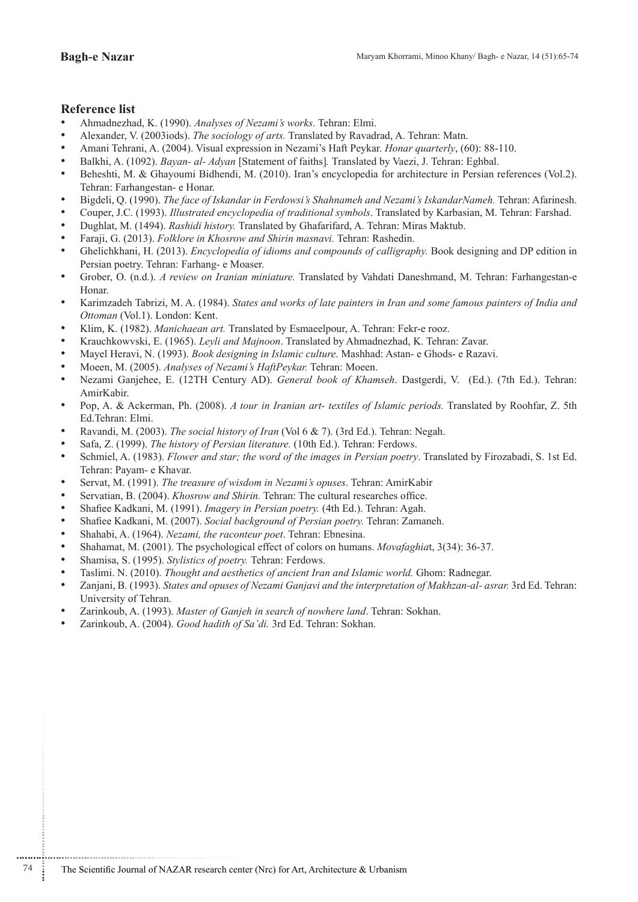## Reference list

- Ahmadnezhad, K. (1990). *Analyses of Nezami's works*. Tehran: Elmi.
- Alexander, V. (2003iods). *The sociology of arts.* Translated by Ravadrad, A. Tehran: Matn.
- Amani Tehrani, A. (2004). Visual expression in Nezami's Haft Peykar. *Honar quarterly*, (60): 88-110.
- Balkhi, A. (1092). *Bayan- al- Adyan* [Statement of faiths]*.* Translated by Vaezi, J. Tehran: Eghbal.
- Beheshti, M. & Ghayoumi Bidhendi, M. (2010). Iran's encyclopedia for architecture in Persian references (Vol.2). Tehran: Farhangestan- e Honar.
- Bigdeli, Q. (1990). *The face of Iskandar in Ferdowsi's Shahnameh and Nezami's IskandarNameh.* Tehran: Afarinesh.
- Couper, J.C. (1993). *Illustrated encyclopedia of traditional symbols*. Translated by Karbasian, M. Tehran: Farshad.
- Dughlat, M. (1494). *Rashidi history.* Translated by Ghafarifard, A. Tehran: Miras Maktub.
- Faraji, G. (2013). *Folklore in Khosrow and Shirin masnavi.* Tehran: Rashedin.
- Ghelichkhani, H. (2013). *Encyclopedia of idioms and compounds of calligraphy.* Book designing and DP edition in Persian poetry. Tehran: Farhang- e Moaser.
- Grober, O. (n.d.). *A review on Iranian miniature.* Translated by Vahdati Daneshmand, M. Tehran: Farhangestan-e Honar.
- Karimzadeh Tabrizi, M. A. (1984). *States and works of late painters in Iran and some famous painters of India and Ottoman* (Vol.1). London: Kent.
- Klim, K. (1982). *Manichaean art.* Translated by Esmaeelpour, A. Tehran: Fekr-e rooz.
- Krauchkowvski, E. (1965). *Leyli and Majnoon*. Translated by Ahmadnezhad, K. Tehran: Zavar.
- Mayel Heravi, N. (1993). *Book designing in Islamic culture*. Mashhad: Astan- e Ghods- e Razavi.
- Moeen, M. (2005). *Analyses of Nezami's HaftPeykar.* Tehran: Moeen.
- Nezami Ganjehee, E. (12TH Century AD). *General book of Khamseh*. Dastgerdi, V. (Ed.). (7th Ed.). Tehran: AmirKabir.
- Pop, A. & Ackerman, Ph. (2008). *A tour in Iranian art- textiles of Islamic periods.* Translated by Roohfar, Z. 5th Ed.Tehran: Elmi.
- Ravandi, M. (2003). *The social history of Iran* (Vol 6 & 7). (3rd Ed.). Tehran: Negah.
- Safa, Z. (1999). *The history of Persian literature.* (10th Ed.). Tehran: Ferdows.
- Schmiel, A. (1983). *Flower and star; the word of the images in Persian poetry*. Translated by Firozabadi, S. 1st Ed. Tehran: Payam- e Khavar.
- Servat, M. (1991). *The treasure of wisdom in Nezami's opuses*. Tehran: AmirKabir
- Servatian, B. (2004). *Khosrow and Shirin.* Tehran: The cultural researches office.
- Shafiee Kadkani, M. (1991). *Imagery in Persian poetry.* (4th Ed.). Tehran: Agah.
- Shafiee Kadkani, M. (2007). *Social background of Persian poetry.* Tehran: Zamaneh.
- Shahabi, A. (1964). *Nezami, the raconteur poet*. Tehran: Ebnesina.
- Shahamat, M. (2001). The psychological effect of colors on humans. *Movafaghia*t, 3(34): 36-37.
- Shamisa, S. (1995). *Stylistics of poetry.* Tehran: Ferdows.
- Taslimi. N. (2010). *Thought and aesthetics of ancient Iran and Islamic world.* Ghom: Radnegar.
- Zanjani, B. (1993). *States and opuses of Nezami Ganjavi and the interpretation of Makhzan-al- asrar.* 3rd Ed. Tehran: University of Tehran.
- Zarinkoub, A. (1993). *Master of Ganjeh in search of nowhere land*. Tehran: Sokhan.
- Zarinkoub, A. (2004). *Good hadith of Sa'di.* 3rd Ed. Tehran: Sokhan.